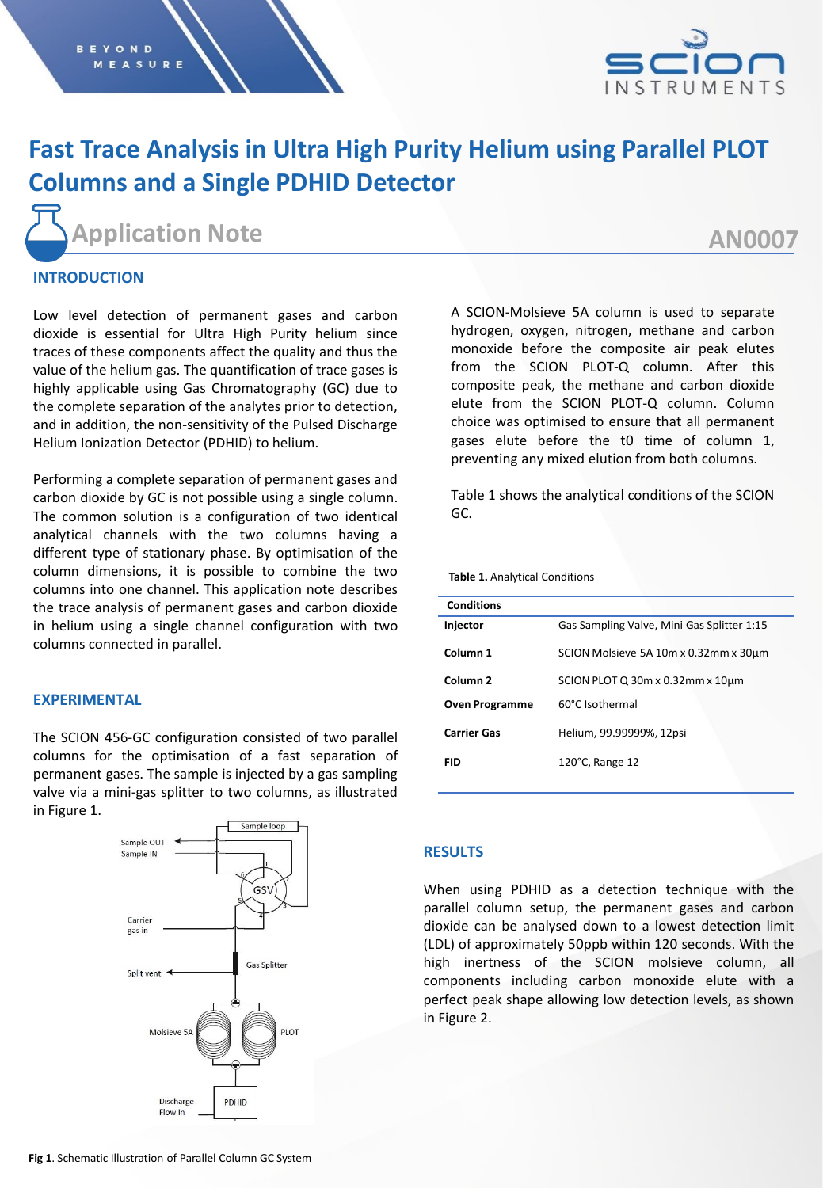# Fast Trace Analysis in Ultra High Purity Helium using Parallel PLOT Columns and a Single PDHID Detector

Application Note

AN0007

## INTRODUCTION

Low level detection of permanent gases and carbon dioxide is essential for Ultra High Purity helium since traces of these components affect the quality and thus the value of the helium gas. The quantification of trace gases is highly applicable using Gas Chromatography (GC) due to the complete separation of the analytes prior to detection, and in addition, the non-sensitivity of the Pulsed Discharge Helium Ionization Detector (PDHID) to helium.

Performing a complete separation of permanent gases and carbon dioxide by GC is not possible using a single column. The common solution is a configuration of two identical analytical channels with the two columns having a different type of stationary phase. By optimisation of the column dimensions, it is possible to combine the two columns into one channel. This application note describes the trace analysis of permanent gases and carbon dioxide in helium using a single channel configuration with two columns connected in parallel.

## EXPERIMENTAL

The SCION 456-GC configuration consisted of two parallel columns for the optimisation of a fast separation of permanent gases. The sample is injected by a gas sampling valve via a mini-gas splitter to two columns, as illustrated in Figure 1.

**Fig 1**. Schematic Illustration of Parallel Column GC System

A SCION-Molsieve 5A column is used to separate hydrogen, oxygen, nitrogen, methane and carbon monoxide before the composite air peak elutes from the SCION PLOT-Q column. After this composite peak, the methane and carbon dioxide elute from the SCION PLOT-Q column. Column choice was optimised to ensure that all permanent gases elute before the t0 time of column 1, preventing any mixed elution from both columns.

Table 1 shows the analytical conditions of the SCION GC.

**Table 1.** Analytical Conditions

| Conditions | |
|---|---|
| **Injector** | Gas Sampling Valve, Mini Gas Splitter 1:15 |
| **Column 1** | SCION Molsieve 5A 10m x 0.32mm x 30µm |
| **Column 2** | SCION PLOT Q 30m x 0.32mm x 10µm |
| **Oven Programme** | 60°C Isothermal |
| **Carrier Gas** | Helium, 99.99999%, 12psi |
| **FID** | 120°C, Range 12 |

## RESULTS

When using PDHID as a detection technique with the parallel column setup, the permanent gases and carbon dioxide can be analysed down to a lowest detection limit (LDL) of approximately 50ppb within 120 seconds. With the high inertness of the SCION molsieve column, all components including carbon monoxide elute with a perfect peak shape allowing low detection levels, as shown in Figure 2.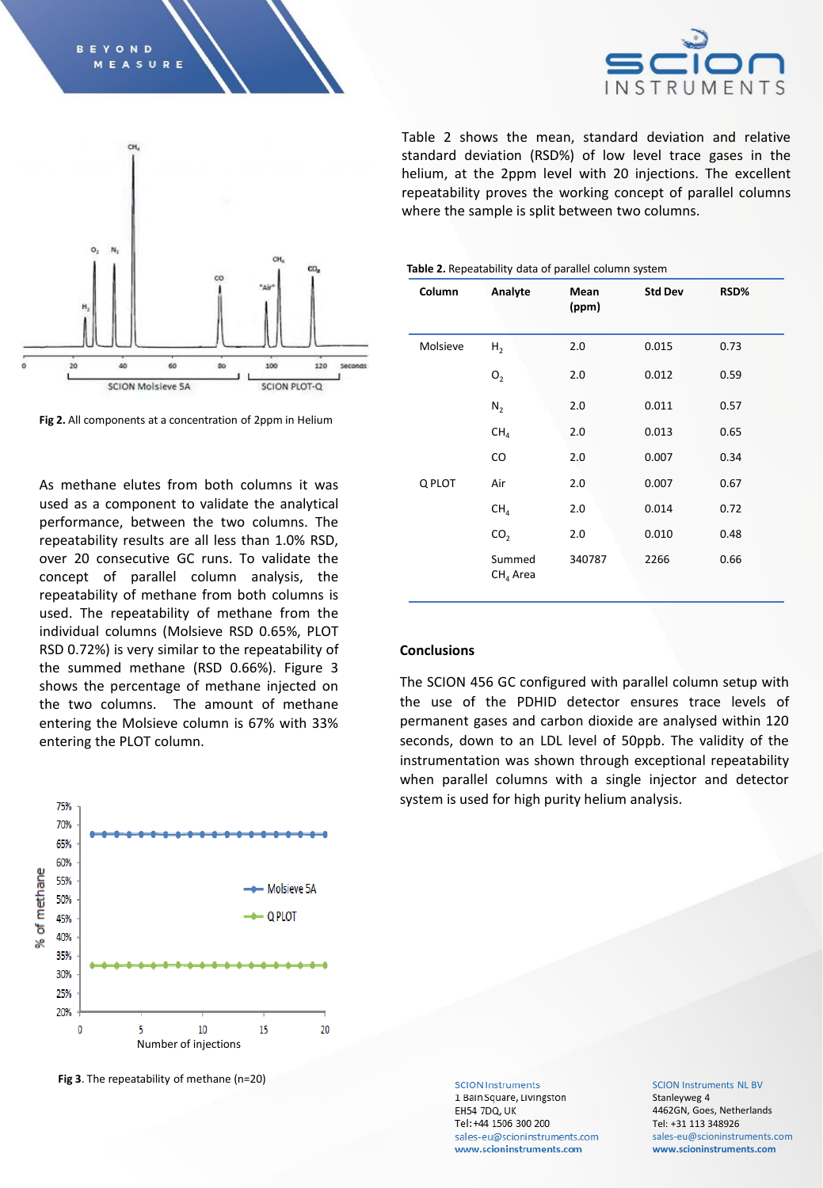CH4

O2 N2

H2

CO

CH4

"Air"

CO2

0 20 40 60 80 100 120 Seconds

SCION Molsieve 5A SCION PLOT-Q

**Fig 2.** All components at a concentration of 2ppm in Helium

As methane elutes from both columns it was used as a component to validate the analytical performance, between the two columns. The repeatability results are all less than 1.0% RSD, over 20 consecutive GC runs. To validate the concept of parallel column analysis, the repeatability of methane from both columns is used. The repeatability of methane from the individual columns (Molsieve RSD 0.65%, PLOT RSD 0.72%) is very similar to the repeatability of the summed methane (RSD 0.66%). Figure 3 shows the percentage of methane injected on the two columns. The amount of methane entering the Molsieve column is 67% with 33% entering the PLOT column.

75%
70%
65%
60%
55%
50%
45%
40%
35%
30%
25%
20%

% of methane

Molsieve 5A

Q PLOT

0 5 10 15 20

Number of injections

**Fig 3**. The repeatability of methane (n=20)

Table 2 shows the mean, standard deviation and relative standard deviation (RSD%) of low level trace gases in the helium, at the 2ppm level with 20 injections. The excellent repeatability proves the working concept of parallel columns where the sample is split between two columns.

**Table 2.** Repeatability data of parallel column system

| Column | Analyte | Mean (ppm) | Std Dev | RSD% |
|---|---|---|---|---|
| Molsieve | $H_2$ | 2.0 | 0.015 | 0.73 |
| | $O_2$ | 2.0 | 0.012 | 0.59 |
| | $N_2$ | 2.0 | 0.011 | 0.57 |
| | $CH_4$ | 2.0 | 0.013 | 0.65 |
| | CO | 2.0 | 0.007 | 0.34 |
| Q PLOT | Air | 2.0 | 0.007 | 0.67 |
| | $CH_4$ | 2.0 | 0.014 | 0.72 |
| | $CO_2$ | 2.0 | 0.010 | 0.48 |
| | Summed $CH_4$ Area | 340787 | 2266 | 0.66 |

## Conclusions

The SCION 456 GC configured with parallel column setup with the use of the PDHID detector ensures trace levels of permanent gases and carbon dioxide are analysed within 120 seconds, down to an LDL level of 50ppb. The validity of the instrumentation was shown through exceptional repeatability when parallel columns with a single injector and detector system is used for high purity helium analysis.

SCION Instruments
1 Bain Square, Livingston
EH54 7DQ, UK
Tel: +44 1506 300 200
sales-eu@scioninstruments.com
www.scioninstruments.com

SCION Instruments NL BV
Stanleyweg 4
4462GN, Goes, Netherlands
Tel: +31 113 348926
sales-eu@scioninstruments.com
www.scioninstruments.com